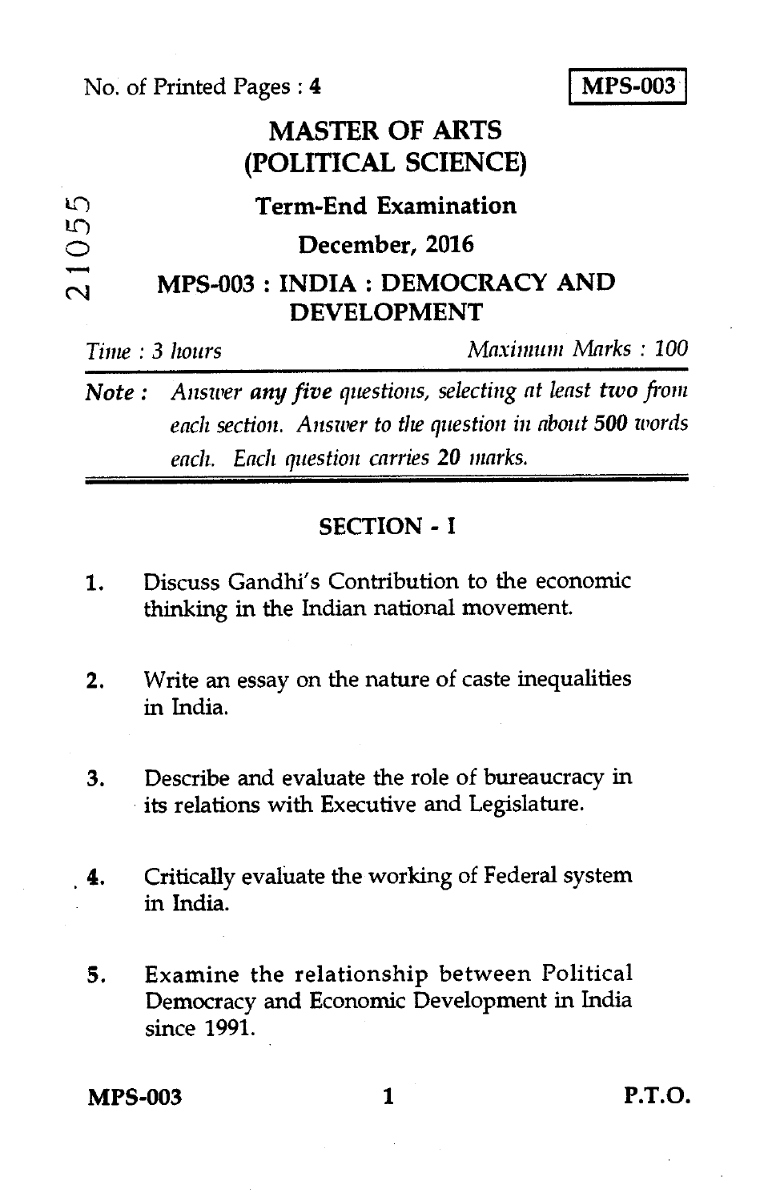No. of Printed Pages : 4

**MPS-003**

21055

# MASTER OF ARTS (POLITICAL SCIENCE)

## Term-End Examination

## December, 2016

## MPS-003 : INDIA : DEMOCRACY AND DEVELOPMENT

*Time : 3 hours* *Maximum Marks : 100*

**Note :** *Answer **any five** questions, selecting at least **two** from each section. Answer to the question in about **500** words each. Each question carries **20** marks.*

### SECTION - I

1. Discuss Gandhi's Contribution to the economic thinking in the Indian national movement.

2. Write an essay on the nature of caste inequalities in India.

3. Describe and evaluate the role of bureaucracy in its relations with Executive and Legislature.

4. Critically evaluate the working of Federal system in India.

5. Examine the relationship between Political Democracy and Economic Development in India since 1991.

P.T.O.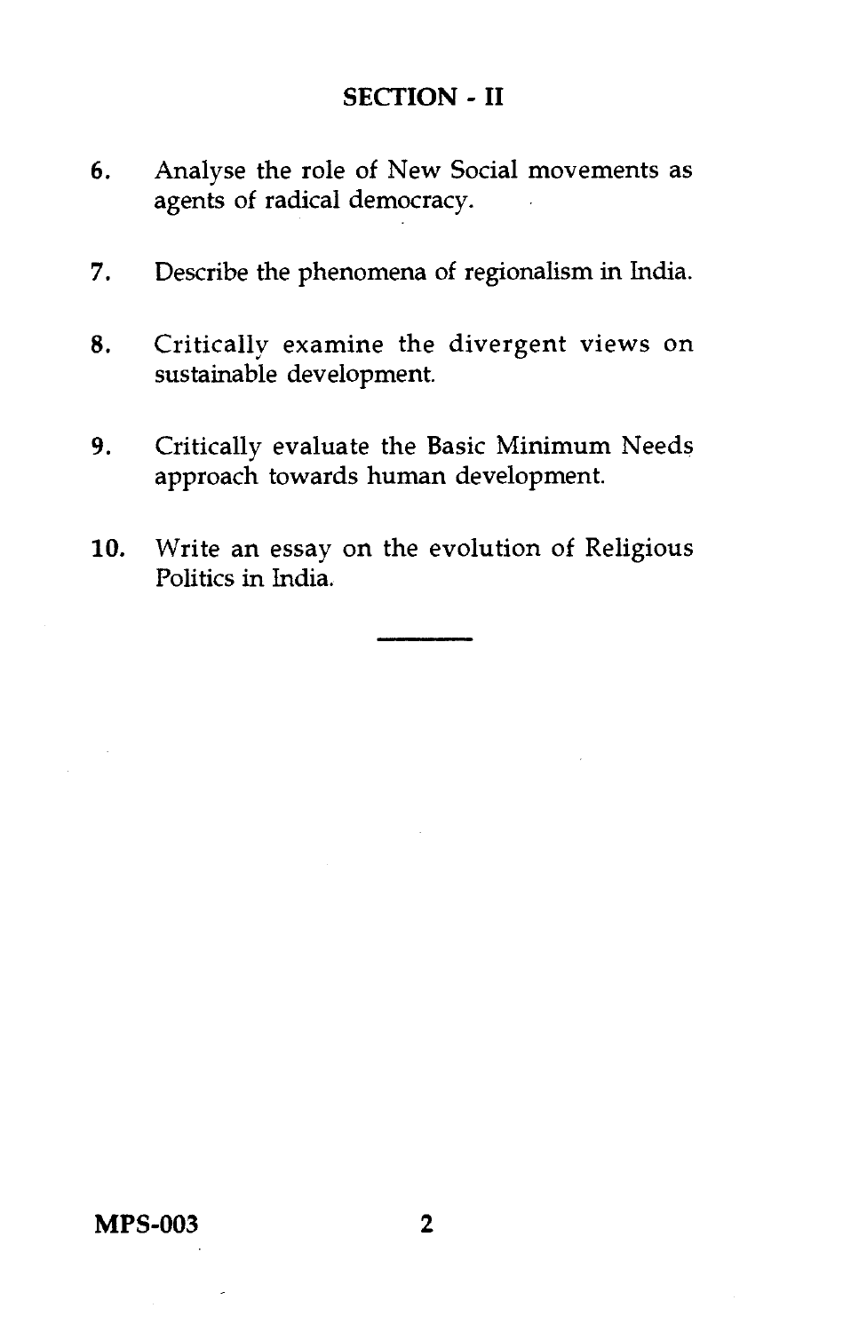## SECTION - II

6. Analyse the role of New Social movements as agents of radical democracy.

7. Describe the phenomena of regionalism in India.

8. Critically examine the divergent views on sustainable development.

9. Critically evaluate the Basic Minimum Needs approach towards human development.

10. Write an essay on the evolution of Religious Politics in India.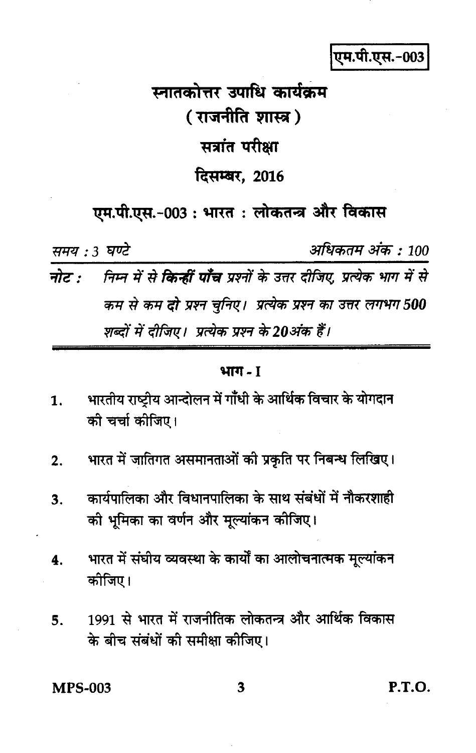एम.पी.एस.-003

# स्नातकोत्तर उपाधि कार्यक्रम

## ( राजनीति शास्त्र )

## सत्रांत परीक्षा

## दिसम्बर, 2016

## एम.पी.एस.-003 : भारत : लोकतन्त्र और विकास

*समय : 3 घण्टे* *अधिकतम अंक : 100*

**नोट :** *निम्न में से **किन्हीं पाँच** प्रश्नों के उत्तर दीजिए, प्रत्येक भाग में से कम से कम **दो** प्रश्न चुनिए। प्रत्येक प्रश्न का उत्तर लगभग 500 शब्दों में दीजिए। प्रत्येक प्रश्न के 20 अंक हैं।*

---

### भाग - I

1. भारतीय राष्ट्रीय आन्दोलन में गाँधी के आर्थिक विचार के योगदान की चर्चा कीजिए।

2. भारत में जातिगत असमानताओं की प्रकृति पर निबन्ध लिखिए।

3. कार्यपालिका और विधानपालिका के साथ संबंधों में नौकरशाही की भूमिका का वर्णन और मूल्यांकन कीजिए।

4. भारत में संघीय व्यवस्था के कार्यों का आलोचनात्मक मूल्यांकन कीजिए।

5. 1991 से भारत में राजनीतिक लोकतन्त्र और आर्थिक विकास के बीच संबंधों की समीक्षा कीजिए।

P.T.O.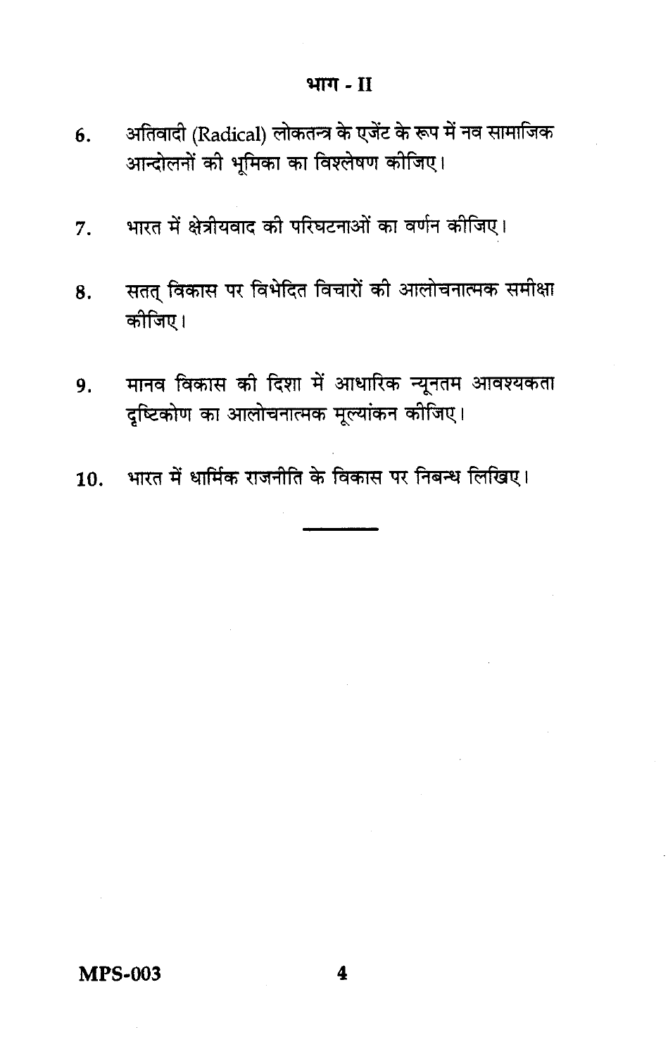## भाग - II

6. अतिवादी (Radical) लोकतन्त्र के एजेंट के रूप में नव सामाजिक आन्दोलनों की भूमिका का विश्लेषण कीजिए।

7. भारत में क्षेत्रीयवाद की परिघटनाओं का वर्णन कीजिए।

8. सतत् विकास पर विभेदित विचारों की आलोचनात्मक समीक्षा कीजिए।

9. मानव विकास की दिशा में आधारिक न्यूनतम आवश्यकता दृष्टिकोण का आलोचनात्मक मूल्यांकन कीजिए।

10. भारत में धार्मिक राजनीति के विकास पर निबन्ध लिखिए।

---